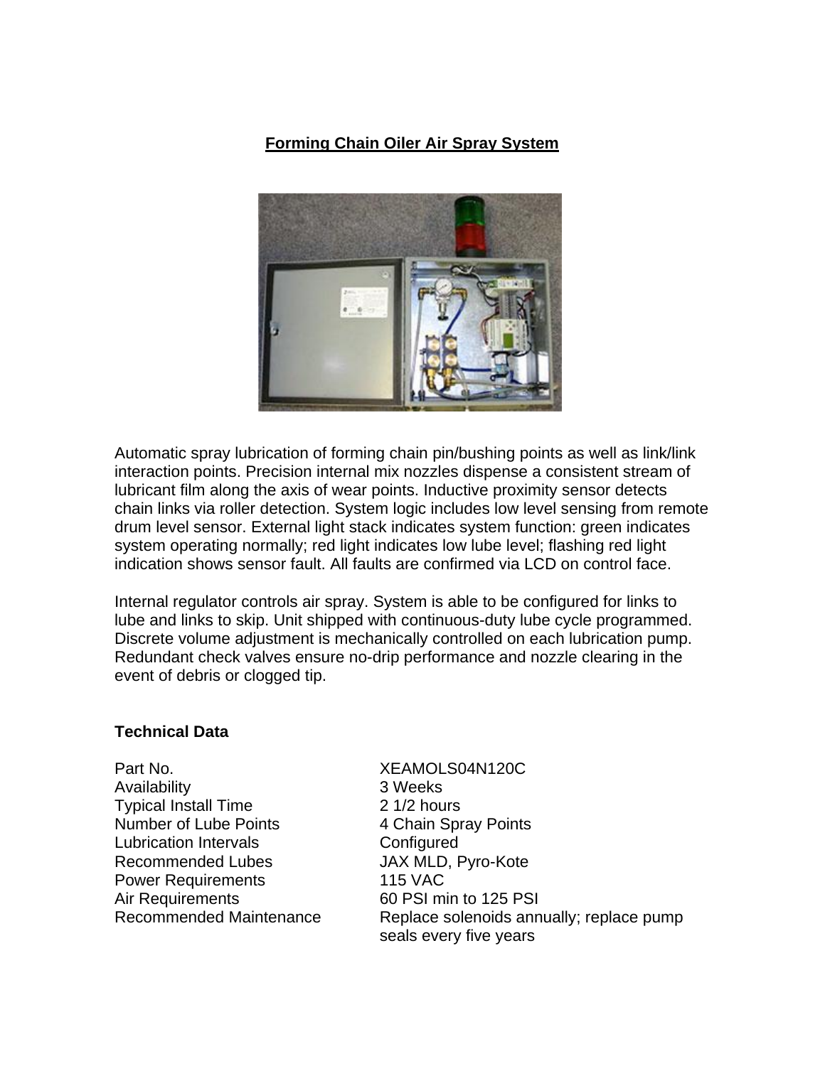# Forming Chain Oiler Air Spray System

Automatic spray lubrication of forming chain pin/bushing points as well as link/link interaction points. Precision internal mix nozzles dispense a consistent stream of lubricant film along the axis of wear points. Inductive proximity sensor detects chain links via roller detection. System logic includes low level sensing from remote drum level sensor. External light stack indicates system function: green indicates system operating normally; red light indicates low lube level; flashing red light indication shows sensor fault. All faults are confirmed via LCD on control face.

Internal regulator controls air spray. System is able to be configured for links to lube and links to skip. Unit shipped with continuous-duty lube cycle programmed. Discrete volume adjustment is mechanically controlled on each lubrication pump. Redundant check valves ensure no-drip performance and nozzle clearing in the event of debris or clogged tip.

## Technical Data

| | |
|---|---|
| Part No. | XEAMOLS04N120C |
| Availability | 3 Weeks |
| Typical Install Time | 2 1/2 hours |
| Number of Lube Points | 4 Chain Spray Points |
| Lubrication Intervals | Configured |
| Recommended Lubes | JAX MLD, Pyro-Kote |
| Power Requirements | 115 VAC |
| Air Requirements | 60 PSI min to 125 PSI |
| Recommended Maintenance | Replace solenoids annually; replace pump seals every five years |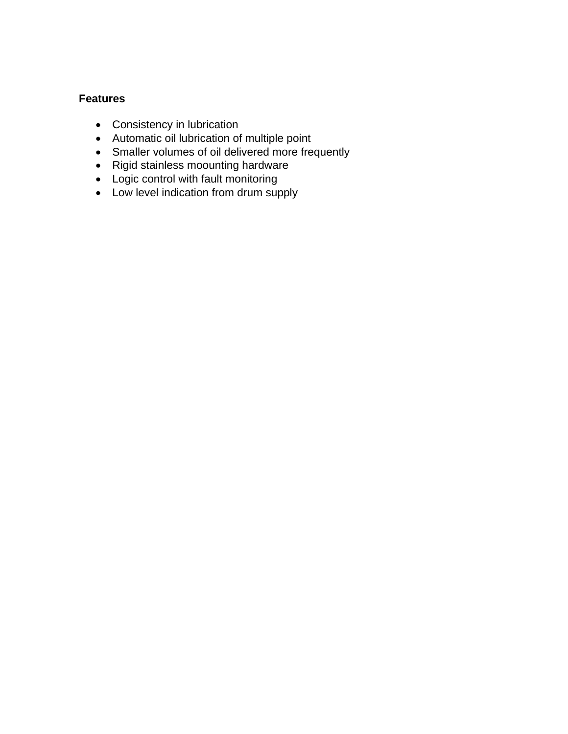**Features**

- Consistency in lubrication
- Automatic oil lubrication of multiple point
- Smaller volumes of oil delivered more frequently
- Rigid stainless moounting hardware
- Logic control with fault monitoring
- Low level indication from drum supply